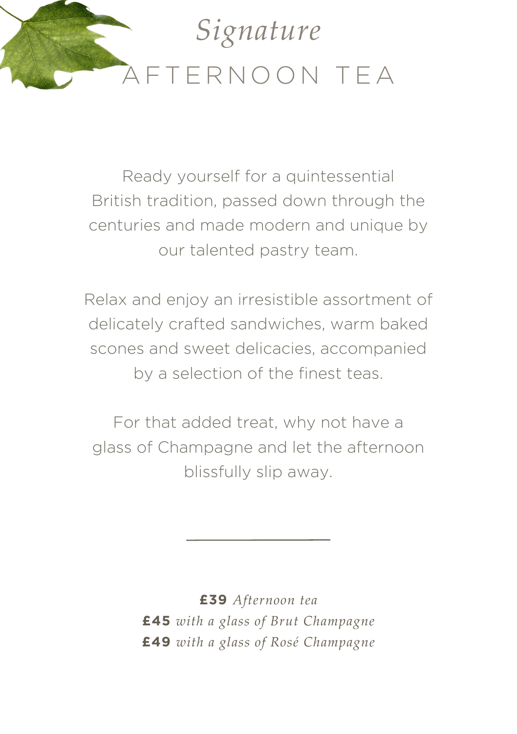# *Signature*
# AFTERNOON TEA

Ready yourself for a quintessential British tradition, passed down through the centuries and made modern and unique by our talented pastry team.

Relax and enjoy an irresistible assortment of delicately crafted sandwiches, warm baked scones and sweet delicacies, accompanied by a selection of the finest teas.

For that added treat, why not have a glass of Champagne and let the afternoon blissfully slip away.

---

**£39** *Afternoon tea*
**£45** *with a glass of Brut Champagne*
**£49** *with a glass of Rosé Champagne*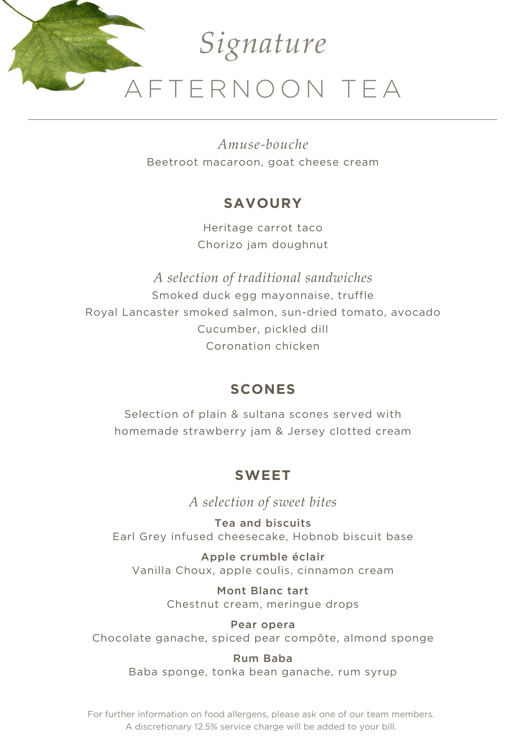# *Signature* AFTERNOON TEA

*Amuse-bouche*

Beetroot macaroon, goat cheese cream

## SAVOURY

Heritage carrot taco

Chorizo jam doughnut

*A selection of traditional sandwiches*

Smoked duck egg mayonnaise, truffle

Royal Lancaster smoked salmon, sun-dried tomato, avocado

Cucumber, pickled dill

Coronation chicken

## SCONES

Selection of plain & sultana scones served with homemade strawberry jam & Jersey clotted cream

## SWEET

*A selection of sweet bites*

**Tea and biscuits**
Earl Grey infused cheesecake, Hobnob biscuit base

**Apple crumble éclair**
Vanilla Choux, apple coulis, cinnamon cream

**Mont Blanc tart**
Chestnut cream, meringue drops

**Pear opera**
Chocolate ganache, spiced pear compôte, almond sponge

**Rum Baba**
Baba sponge, tonka bean ganache, rum syrup

For further information on food allergens, please ask one of our team members.
A discretionary 12.5% service charge will be added to your bill.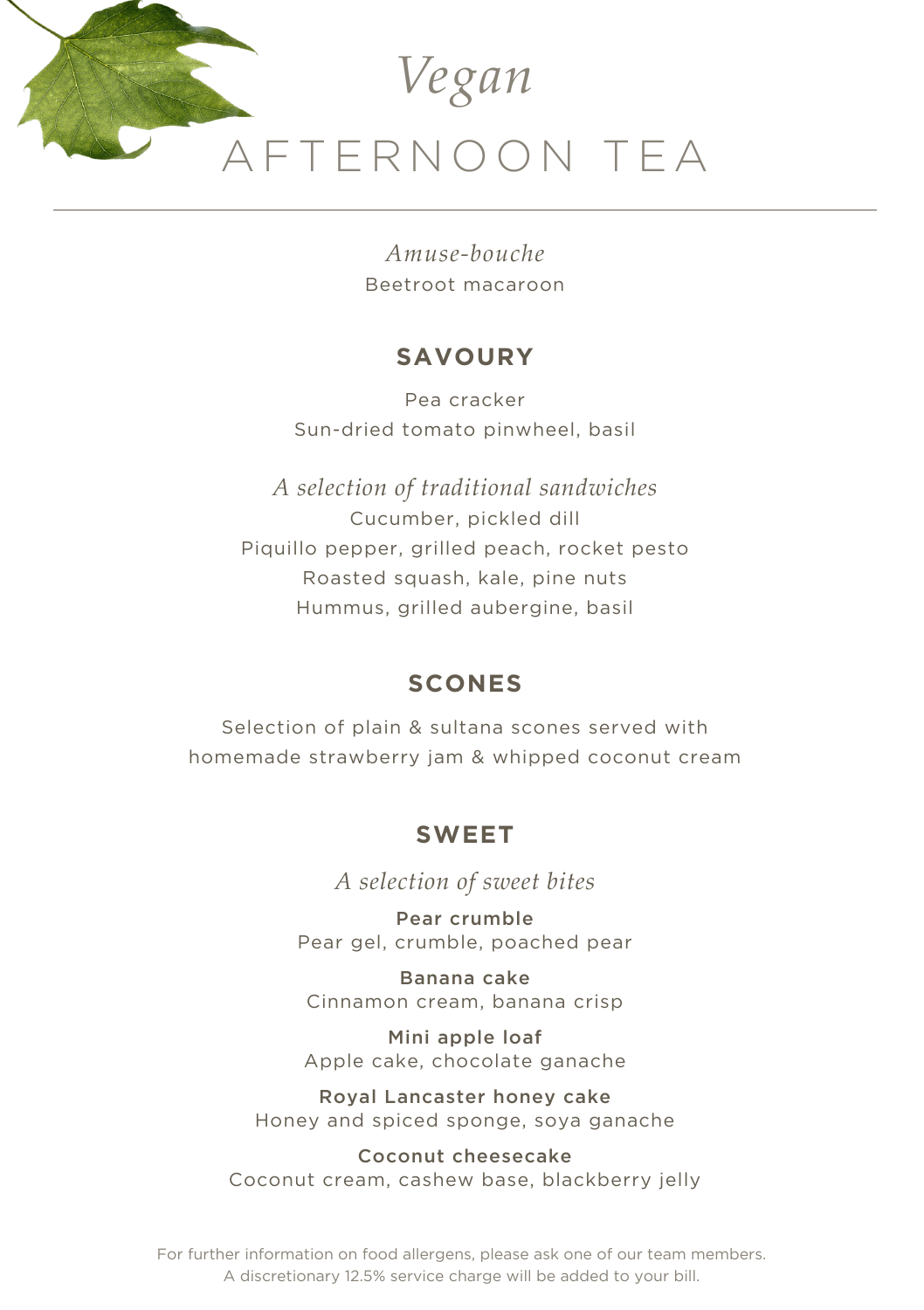# *Vegan* AFTERNOON TEA

*Amuse-bouche*

Beetroot macaroon

## SAVOURY

Pea cracker

Sun-dried tomato pinwheel, basil

*A selection of traditional sandwiches*

Cucumber, pickled dill

Piquillo pepper, grilled peach, rocket pesto

Roasted squash, kale, pine nuts

Hummus, grilled aubergine, basil

## SCONES

Selection of plain & sultana scones served with homemade strawberry jam & whipped coconut cream

## SWEET

*A selection of sweet bites*

**Pear crumble**
Pear gel, crumble, poached pear

**Banana cake**
Cinnamon cream, banana crisp

**Mini apple loaf**
Apple cake, chocolate ganache

**Royal Lancaster honey cake**
Honey and spiced sponge, soya ganache

**Coconut cheesecake**
Coconut cream, cashew base, blackberry jelly

For further information on food allergens, please ask one of our team members.
A discretionary 12.5% service charge will be added to your bill.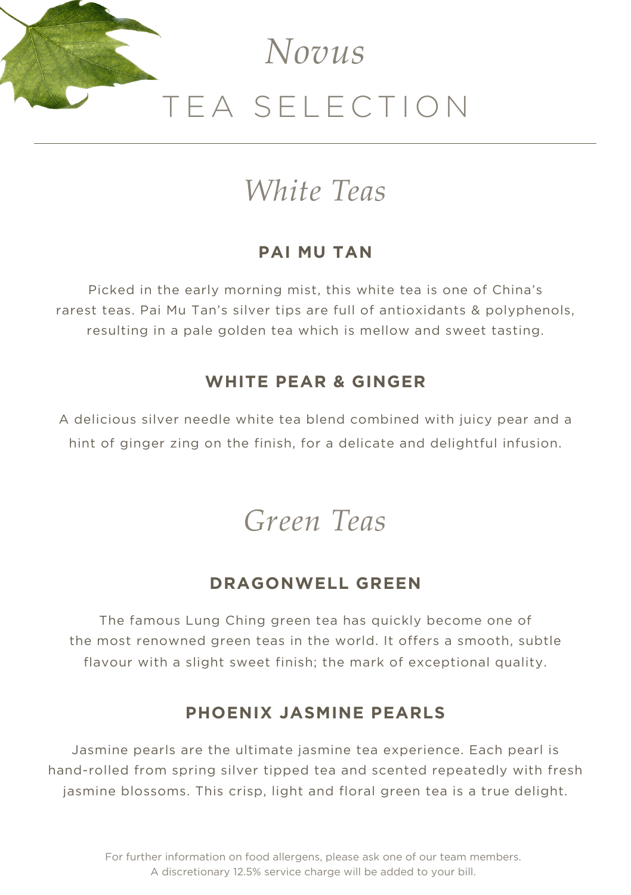# *Novus*

# TEA SELECTION

---

## *White Teas*

### PAI MU TAN

Picked in the early morning mist, this white tea is one of China's rarest teas. Pai Mu Tan's silver tips are full of antioxidants & polyphenols, resulting in a pale golden tea which is mellow and sweet tasting.

### WHITE PEAR & GINGER

A delicious silver needle white tea blend combined with juicy pear and a hint of ginger zing on the finish, for a delicate and delightful infusion.

## *Green Teas*

### DRAGONWELL GREEN

The famous Lung Ching green tea has quickly become one of the most renowned green teas in the world. It offers a smooth, subtle flavour with a slight sweet finish; the mark of exceptional quality.

### PHOENIX JASMINE PEARLS

Jasmine pearls are the ultimate jasmine tea experience. Each pearl is hand-rolled from spring silver tipped tea and scented repeatedly with fresh jasmine blossoms. This crisp, light and floral green tea is a true delight.

For further information on food allergens, please ask one of our team members.
A discretionary 12.5% service charge will be added to your bill.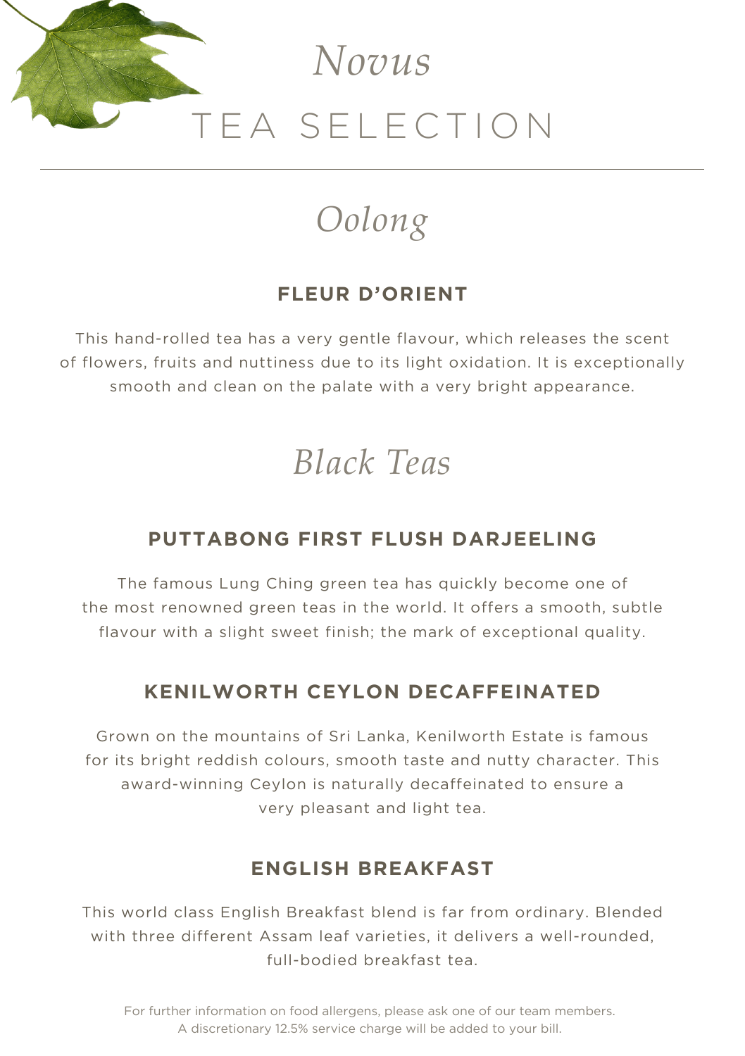# *Novus*

# TEA SELECTION

---

## *Oolong*

### FLEUR D'ORIENT

This hand-rolled tea has a very gentle flavour, which releases the scent of flowers, fruits and nuttiness due to its light oxidation. It is exceptionally smooth and clean on the palate with a very bright appearance.

## *Black Teas*

### PUTTABONG FIRST FLUSH DARJEELING

The famous Lung Ching green tea has quickly become one of the most renowned green teas in the world. It offers a smooth, subtle flavour with a slight sweet finish; the mark of exceptional quality.

### KENILWORTH CEYLON DECAFFEINATED

Grown on the mountains of Sri Lanka, Kenilworth Estate is famous for its bright reddish colours, smooth taste and nutty character. This award-winning Ceylon is naturally decaffeinated to ensure a very pleasant and light tea.

### ENGLISH BREAKFAST

This world class English Breakfast blend is far from ordinary. Blended with three different Assam leaf varieties, it delivers a well-rounded, full-bodied breakfast tea.

For further information on food allergens, please ask one of our team members.
A discretionary 12.5% service charge will be added to your bill.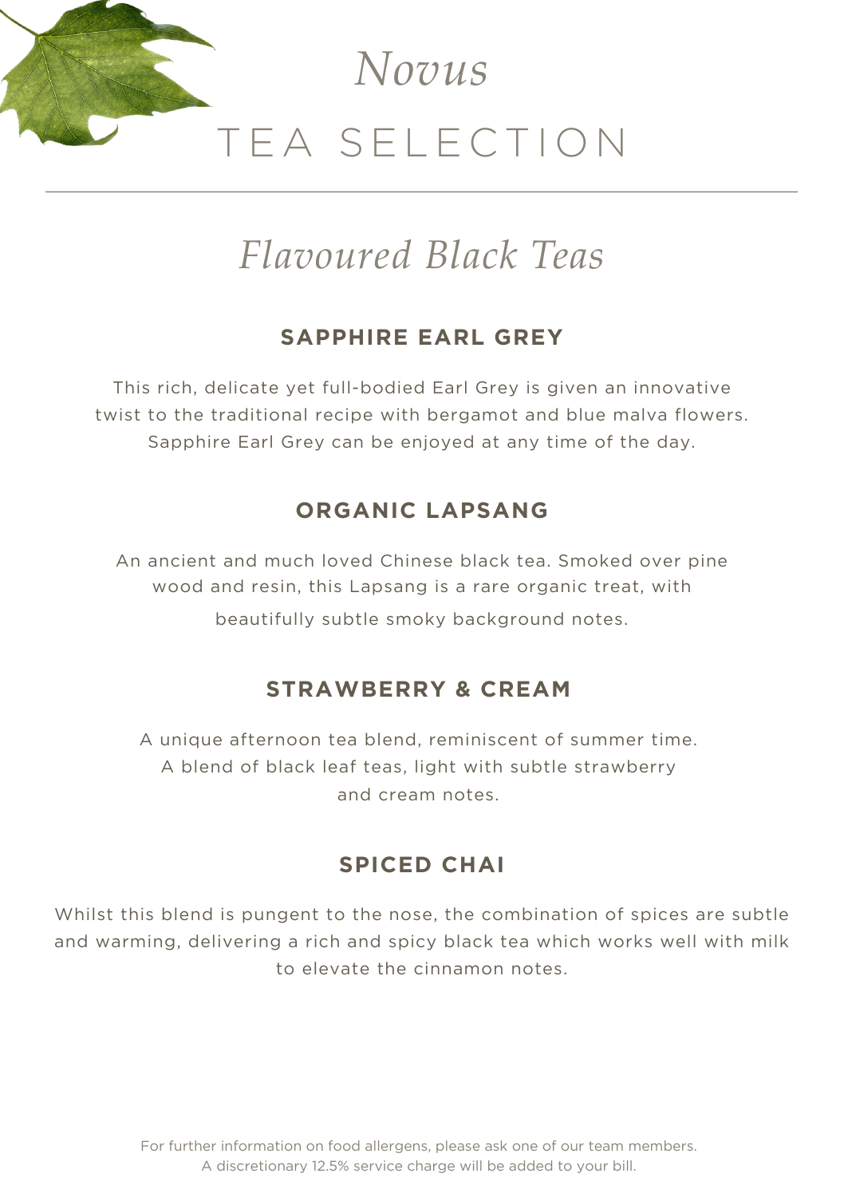# *Novus*

# TEA SELECTION

## *Flavoured Black Teas*

### SAPPHIRE EARL GREY

This rich, delicate yet full-bodied Earl Grey is given an innovative twist to the traditional recipe with bergamot and blue malva flowers. Sapphire Earl Grey can be enjoyed at any time of the day.

### ORGANIC LAPSANG

An ancient and much loved Chinese black tea. Smoked over pine wood and resin, this Lapsang is a rare organic treat, with beautifully subtle smoky background notes.

### STRAWBERRY & CREAM

A unique afternoon tea blend, reminiscent of summer time. A blend of black leaf teas, light with subtle strawberry and cream notes.

### SPICED CHAI

Whilst this blend is pungent to the nose, the combination of spices are subtle and warming, delivering a rich and spicy black tea which works well with milk to elevate the cinnamon notes.

For further information on food allergens, please ask one of our team members.
A discretionary 12.5% service charge will be added to your bill.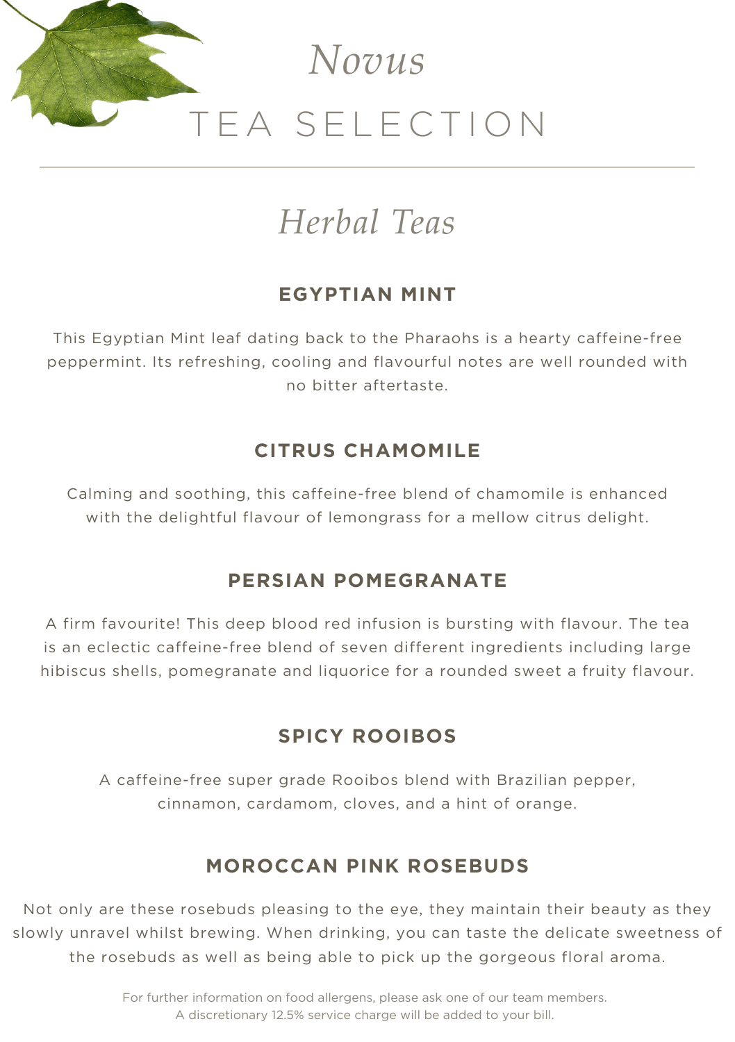# *Novus*

# TEA SELECTION

## *Herbal Teas*

### EGYPTIAN MINT

This Egyptian Mint leaf dating back to the Pharaohs is a hearty caffeine-free peppermint. Its refreshing, cooling and flavourful notes are well rounded with no bitter aftertaste.

### CITRUS CHAMOMILE

Calming and soothing, this caffeine-free blend of chamomile is enhanced with the delightful flavour of lemongrass for a mellow citrus delight.

### PERSIAN POMEGRANATE

A firm favourite! This deep blood red infusion is bursting with flavour. The tea is an eclectic caffeine-free blend of seven different ingredients including large hibiscus shells, pomegranate and liquorice for a rounded sweet a fruity flavour.

### SPICY ROOIBOS

A caffeine-free super grade Rooibos blend with Brazilian pepper, cinnamon, cardamom, cloves, and a hint of orange.

### MOROCCAN PINK ROSEBUDS

Not only are these rosebuds pleasing to the eye, they maintain their beauty as they slowly unravel whilst brewing. When drinking, you can taste the delicate sweetness of the rosebuds as well as being able to pick up the gorgeous floral aroma.

For further information on food allergens, please ask one of our team members.
A discretionary 12.5% service charge will be added to your bill.